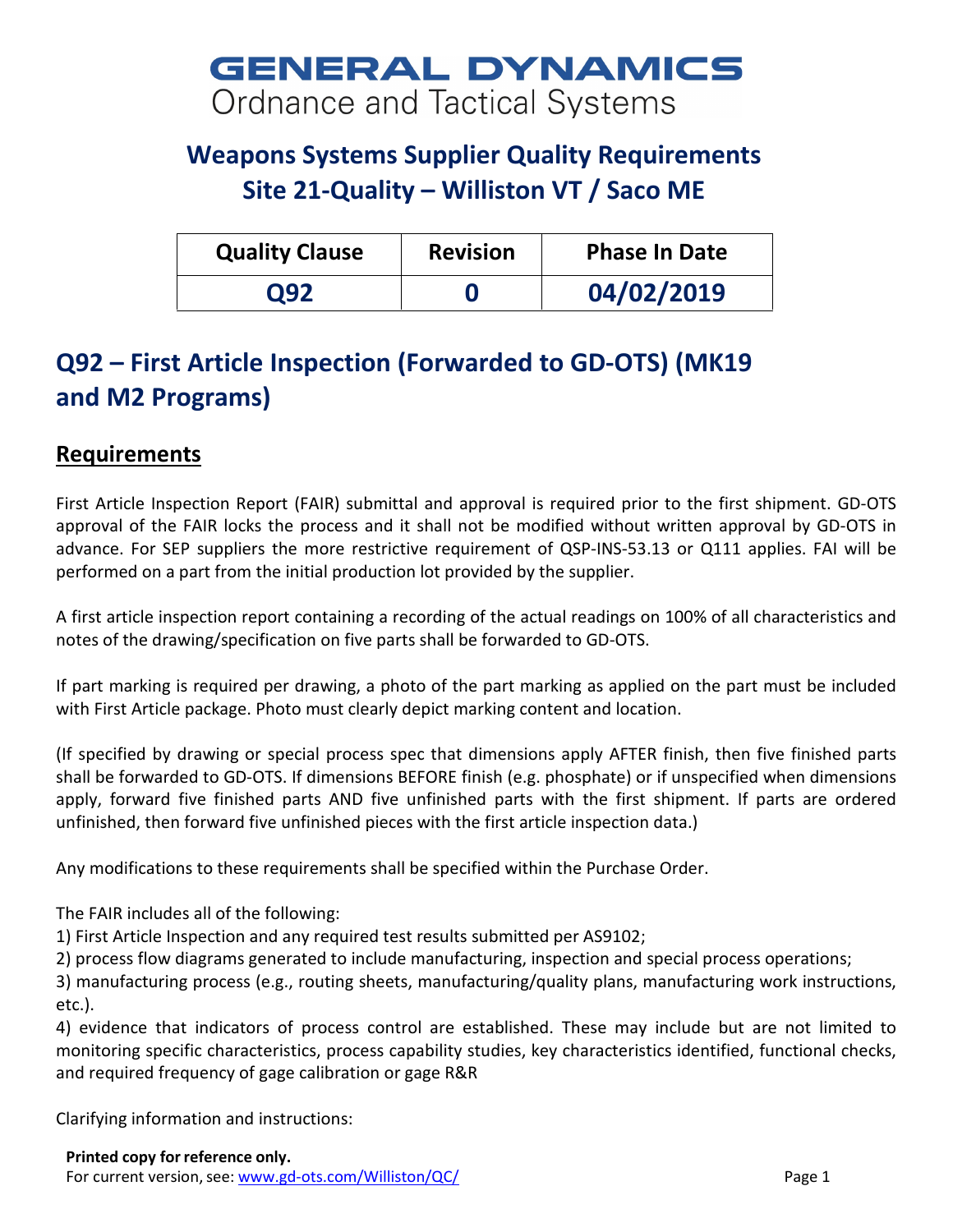# GENERAL DYNAMICS

Ordnance and Tactical Systems

## Weapons Systems Supplier Quality Requirements
## Site 21-Quality – Williston VT / Saco ME

| Quality Clause | Revision | Phase In Date |
|---|---|---|
| Q92 | 0 | 04/02/2019 |

## Q92 – First Article Inspection (Forwarded to GD-OTS) (MK19 and M2 Programs)

### Requirements

First Article Inspection Report (FAIR) submittal and approval is required prior to the first shipment. GD-OTS approval of the FAIR locks the process and it shall not be modified without written approval by GD-OTS in advance. For SEP suppliers the more restrictive requirement of QSP-INS-53.13 or Q111 applies. FAI will be performed on a part from the initial production lot provided by the supplier.

A first article inspection report containing a recording of the actual readings on 100% of all characteristics and notes of the drawing/specification on five parts shall be forwarded to GD-OTS.

If part marking is required per drawing, a photo of the part marking as applied on the part must be included with First Article package. Photo must clearly depict marking content and location.

(If specified by drawing or special process spec that dimensions apply AFTER finish, then five finished parts shall be forwarded to GD-OTS. If dimensions BEFORE finish (e.g. phosphate) or if unspecified when dimensions apply, forward five finished parts AND five unfinished parts with the first shipment. If parts are ordered unfinished, then forward five unfinished pieces with the first article inspection data.)

Any modifications to these requirements shall be specified within the Purchase Order.

The FAIR includes all of the following:

1) First Article Inspection and any required test results submitted per AS9102;
2) process flow diagrams generated to include manufacturing, inspection and special process operations;
3) manufacturing process (e.g., routing sheets, manufacturing/quality plans, manufacturing work instructions, etc.).
4) evidence that indicators of process control are established. These may include but are not limited to monitoring specific characteristics, process capability studies, key characteristics identified, functional checks, and required frequency of gage calibration or gage R&R

Clarifying information and instructions: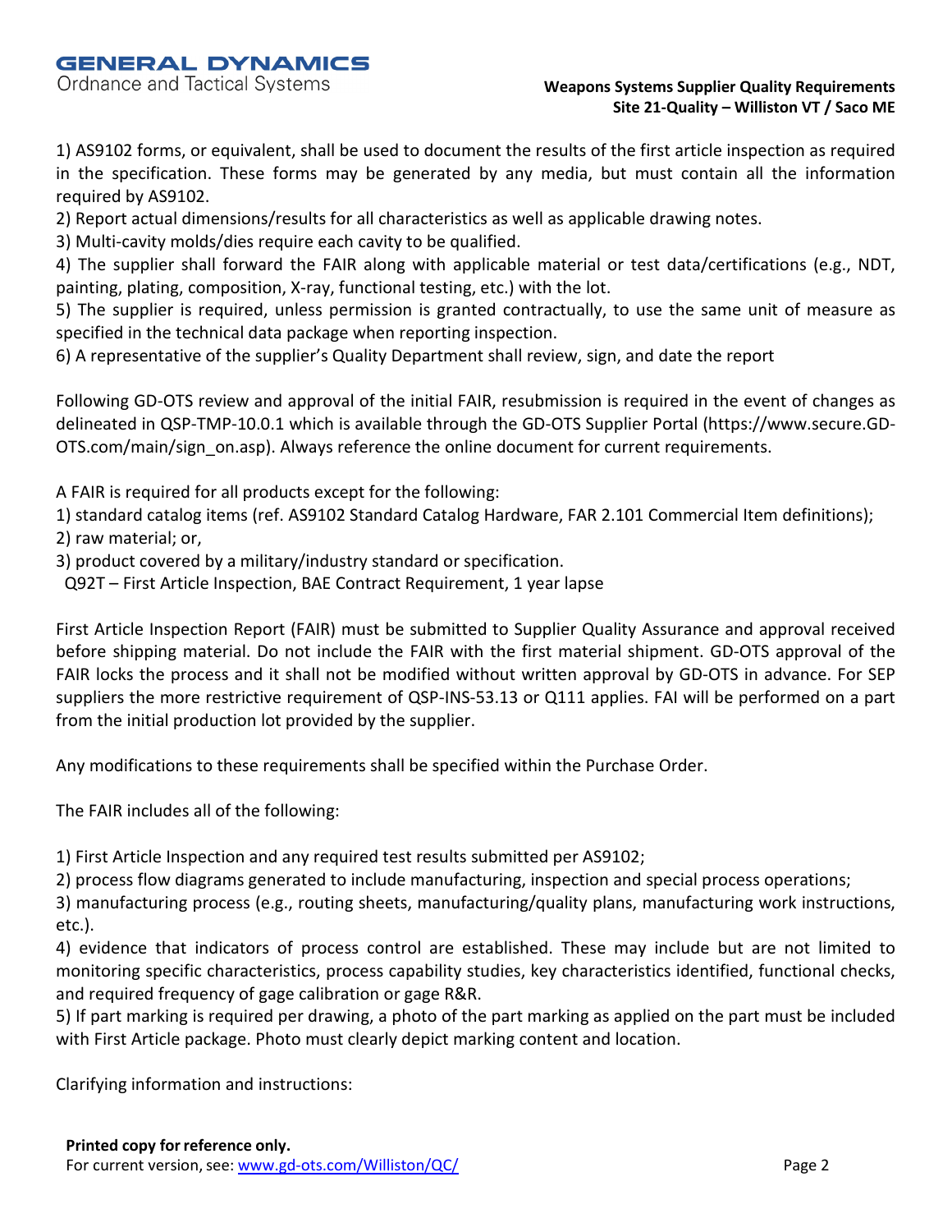1) AS9102 forms, or equivalent, shall be used to document the results of the first article inspection as required in the specification. These forms may be generated by any media, but must contain all the information required by AS9102.
2) Report actual dimensions/results for all characteristics as well as applicable drawing notes.
3) Multi-cavity molds/dies require each cavity to be qualified.
4) The supplier shall forward the FAIR along with applicable material or test data/certifications (e.g., NDT, painting, plating, composition, X-ray, functional testing, etc.) with the lot.
5) The supplier is required, unless permission is granted contractually, to use the same unit of measure as specified in the technical data package when reporting inspection.
6) A representative of the supplier's Quality Department shall review, sign, and date the report

Following GD-OTS review and approval of the initial FAIR, resubmission is required in the event of changes as delineated in QSP-TMP-10.0.1 which is available through the GD-OTS Supplier Portal (https://www.secure.GD-OTS.com/main/sign_on.asp). Always reference the online document for current requirements.

A FAIR is required for all products except for the following:
1) standard catalog items (ref. AS9102 Standard Catalog Hardware, FAR 2.101 Commercial Item definitions);
2) raw material; or,
3) product covered by a military/industry standard or specification.

Q92T – First Article Inspection, BAE Contract Requirement, 1 year lapse

First Article Inspection Report (FAIR) must be submitted to Supplier Quality Assurance and approval received before shipping material. Do not include the FAIR with the first material shipment. GD-OTS approval of the FAIR locks the process and it shall not be modified without written approval by GD-OTS in advance. For SEP suppliers the more restrictive requirement of QSP-INS-53.13 or Q111 applies. FAI will be performed on a part from the initial production lot provided by the supplier.

Any modifications to these requirements shall be specified within the Purchase Order.

The FAIR includes all of the following:

1) First Article Inspection and any required test results submitted per AS9102;
2) process flow diagrams generated to include manufacturing, inspection and special process operations;
3) manufacturing process (e.g., routing sheets, manufacturing/quality plans, manufacturing work instructions, etc.).
4) evidence that indicators of process control are established. These may include but are not limited to monitoring specific characteristics, process capability studies, key characteristics identified, functional checks, and required frequency of gage calibration or gage R&R.
5) If part marking is required per drawing, a photo of the part marking as applied on the part must be included with First Article package. Photo must clearly depict marking content and location.

Clarifying information and instructions: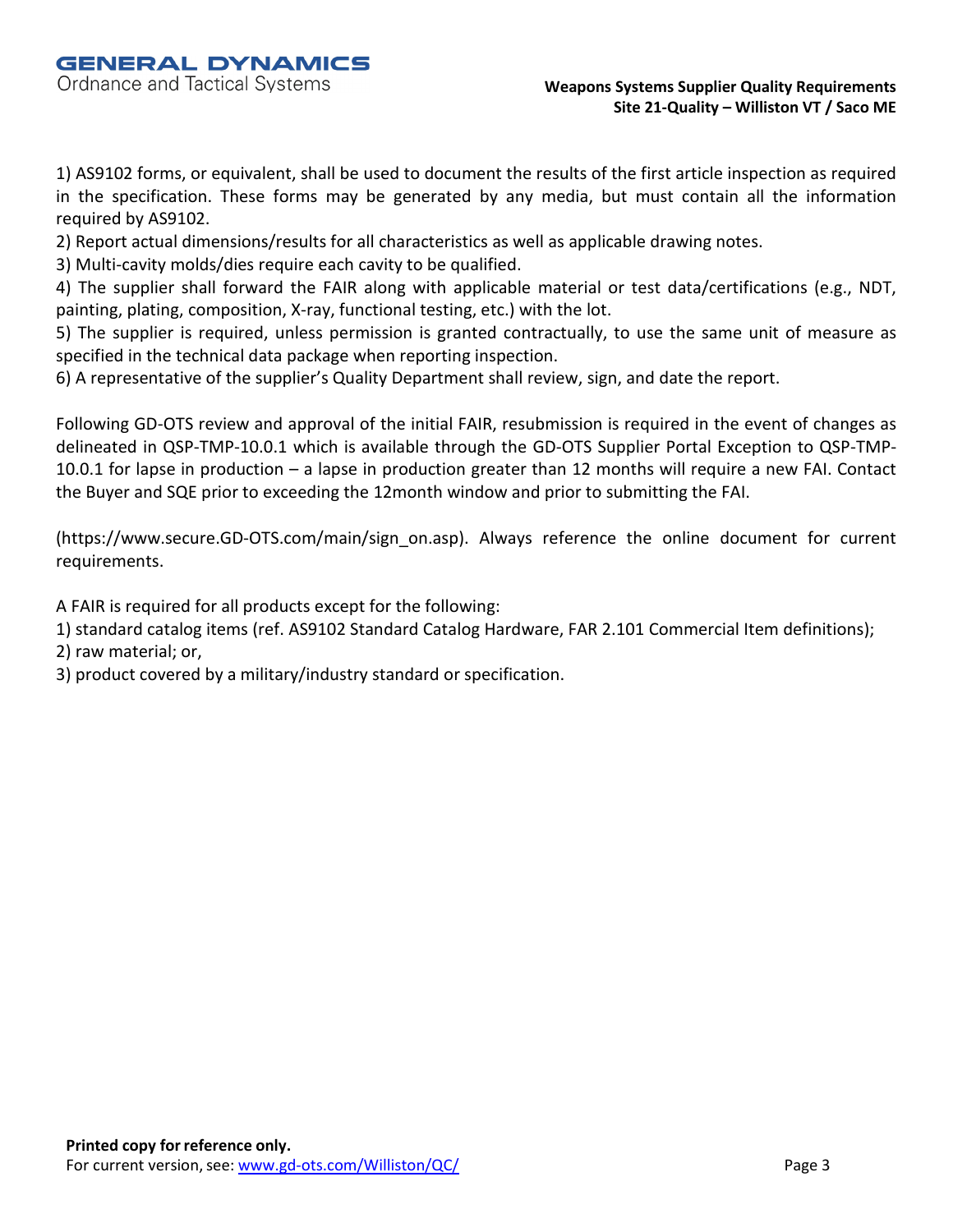1) AS9102 forms, or equivalent, shall be used to document the results of the first article inspection as required in the specification. These forms may be generated by any media, but must contain all the information required by AS9102.
2) Report actual dimensions/results for all characteristics as well as applicable drawing notes.
3) Multi-cavity molds/dies require each cavity to be qualified.
4) The supplier shall forward the FAIR along with applicable material or test data/certifications (e.g., NDT, painting, plating, composition, X-ray, functional testing, etc.) with the lot.
5) The supplier is required, unless permission is granted contractually, to use the same unit of measure as specified in the technical data package when reporting inspection.
6) A representative of the supplier's Quality Department shall review, sign, and date the report.

Following GD-OTS review and approval of the initial FAIR, resubmission is required in the event of changes as delineated in QSP-TMP-10.0.1 which is available through the GD-OTS Supplier Portal Exception to QSP-TMP-10.0.1 for lapse in production – a lapse in production greater than 12 months will require a new FAI. Contact the Buyer and SQE prior to exceeding the 12month window and prior to submitting the FAI.

(https://www.secure.GD-OTS.com/main/sign_on.asp). Always reference the online document for current requirements.

A FAIR is required for all products except for the following:
1) standard catalog items (ref. AS9102 Standard Catalog Hardware, FAR 2.101 Commercial Item definitions);
2) raw material; or,
3) product covered by a military/industry standard or specification.